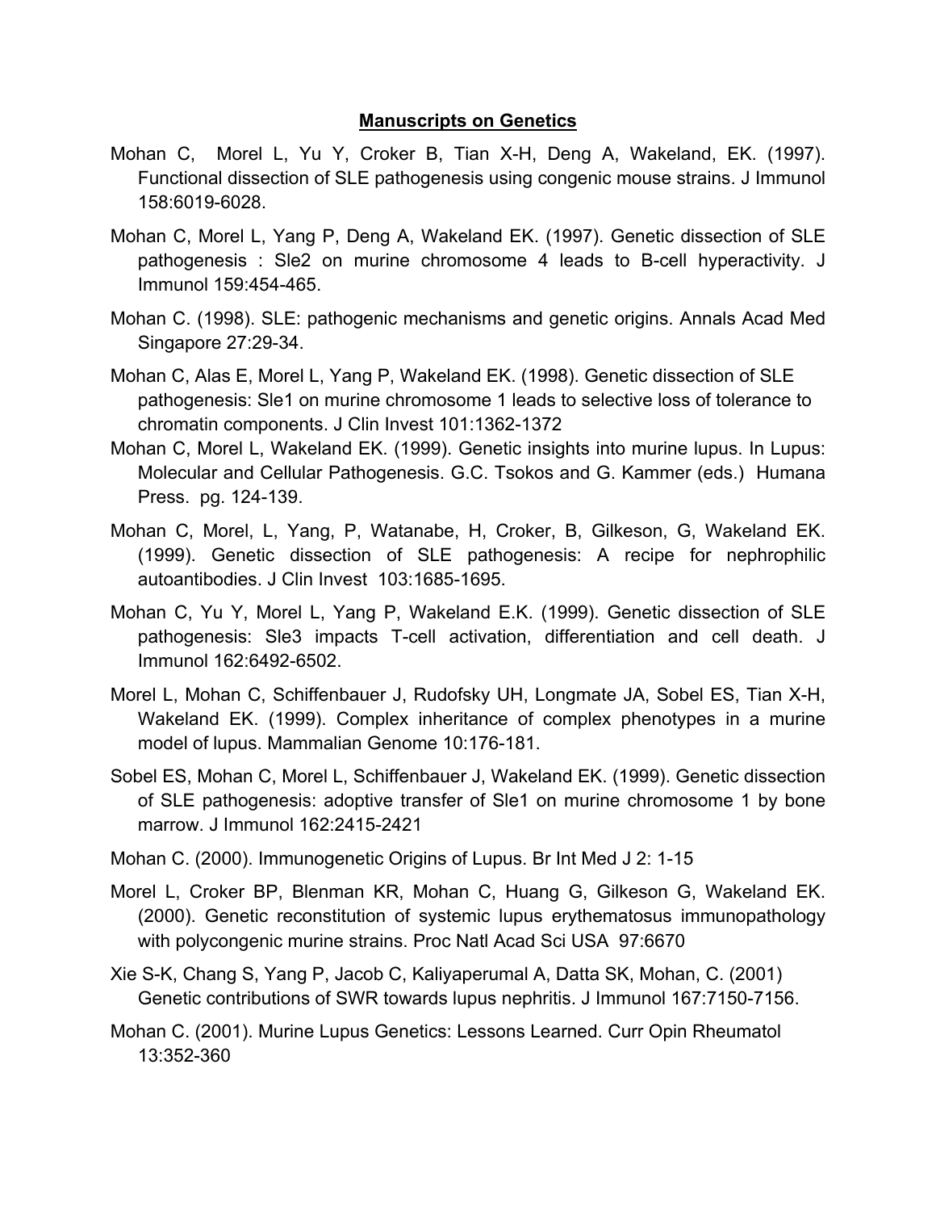## Manuscripts on Genetics

Mohan C, Morel L, Yu Y, Croker B, Tian X-H, Deng A, Wakeland, EK. (1997). Functional dissection of SLE pathogenesis using congenic mouse strains. J Immunol 158:6019-6028.

Mohan C, Morel L, Yang P, Deng A, Wakeland EK. (1997). Genetic dissection of SLE pathogenesis : Sle2 on murine chromosome 4 leads to B-cell hyperactivity. J Immunol 159:454-465.

Mohan C. (1998). SLE: pathogenic mechanisms and genetic origins. Annals Acad Med Singapore 27:29-34.

Mohan C, Alas E, Morel L, Yang P, Wakeland EK. (1998). Genetic dissection of SLE pathogenesis: Sle1 on murine chromosome 1 leads to selective loss of tolerance to chromatin components. J Clin Invest 101:1362-1372

Mohan C, Morel L, Wakeland EK. (1999). Genetic insights into murine lupus. In Lupus: Molecular and Cellular Pathogenesis. G.C. Tsokos and G. Kammer (eds.) Humana Press. pg. 124-139.

Mohan C, Morel, L, Yang, P, Watanabe, H, Croker, B, Gilkeson, G, Wakeland EK. (1999). Genetic dissection of SLE pathogenesis: A recipe for nephrophilic autoantibodies. J Clin Invest 103:1685-1695.

Mohan C, Yu Y, Morel L, Yang P, Wakeland E.K. (1999). Genetic dissection of SLE pathogenesis: Sle3 impacts T-cell activation, differentiation and cell death. J Immunol 162:6492-6502.

Morel L, Mohan C, Schiffenbauer J, Rudofsky UH, Longmate JA, Sobel ES, Tian X-H, Wakeland EK. (1999). Complex inheritance of complex phenotypes in a murine model of lupus. Mammalian Genome 10:176-181.

Sobel ES, Mohan C, Morel L, Schiffenbauer J, Wakeland EK. (1999). Genetic dissection of SLE pathogenesis: adoptive transfer of Sle1 on murine chromosome 1 by bone marrow. J Immunol 162:2415-2421

Mohan C. (2000). Immunogenetic Origins of Lupus. Br Int Med J 2: 1-15

Morel L, Croker BP, Blenman KR, Mohan C, Huang G, Gilkeson G, Wakeland EK. (2000). Genetic reconstitution of systemic lupus erythematosus immunopathology with polycongenic murine strains. Proc Natl Acad Sci USA 97:6670

Xie S-K, Chang S, Yang P, Jacob C, Kaliyaperumal A, Datta SK, Mohan, C. (2001) Genetic contributions of SWR towards lupus nephritis. J Immunol 167:7150-7156.

Mohan C. (2001). Murine Lupus Genetics: Lessons Learned. Curr Opin Rheumatol 13:352-360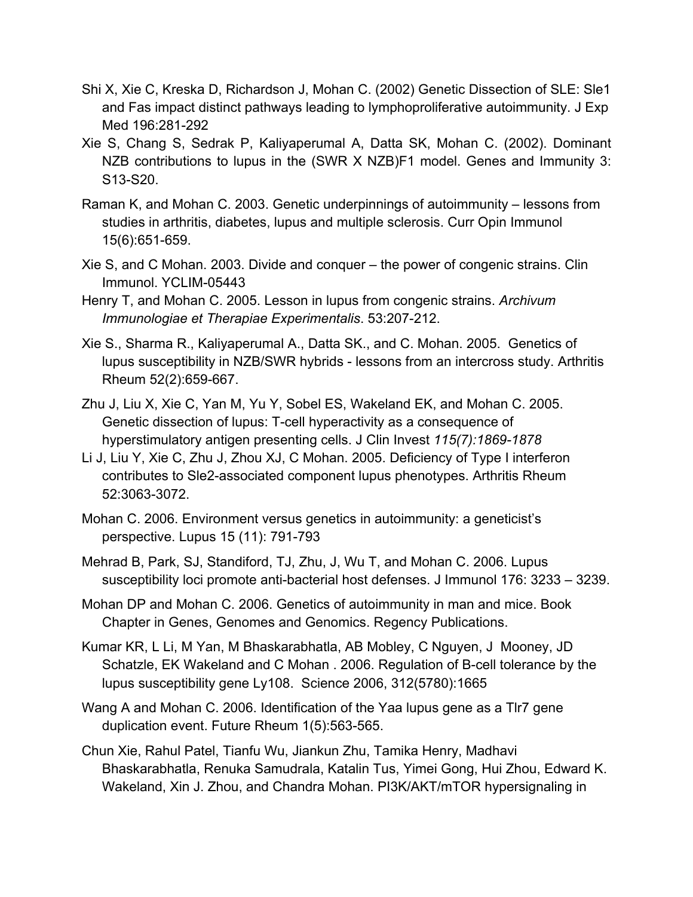Shi X, Xie C, Kreska D, Richardson J, Mohan C. (2002) Genetic Dissection of SLE: Sle1 and Fas impact distinct pathways leading to lymphoproliferative autoimmunity. J Exp Med 196:281-292

Xie S, Chang S, Sedrak P, Kaliyaperumal A, Datta SK, Mohan C. (2002). Dominant NZB contributions to lupus in the (SWR X NZB)F1 model. Genes and Immunity 3: S13-S20.

Raman K, and Mohan C. 2003. Genetic underpinnings of autoimmunity – lessons from studies in arthritis, diabetes, lupus and multiple sclerosis. Curr Opin Immunol 15(6):651-659.

Xie S, and C Mohan. 2003. Divide and conquer – the power of congenic strains. Clin Immunol. YCLIM-05443

Henry T, and Mohan C. 2005. Lesson in lupus from congenic strains. *Archivum Immunologiae et Therapiae Experimentalis*. 53:207-212.

Xie S., Sharma R., Kaliyaperumal A., Datta SK., and C. Mohan. 2005. Genetics of lupus susceptibility in NZB/SWR hybrids - lessons from an intercross study. Arthritis Rheum 52(2):659-667.

Zhu J, Liu X, Xie C, Yan M, Yu Y, Sobel ES, Wakeland EK, and Mohan C. 2005. Genetic dissection of lupus: T-cell hyperactivity as a consequence of hyperstimulatory antigen presenting cells. J Clin Invest *115(7):1869-1878*

Li J, Liu Y, Xie C, Zhu J, Zhou XJ, C Mohan. 2005. Deficiency of Type I interferon contributes to Sle2-associated component lupus phenotypes. Arthritis Rheum 52:3063-3072.

Mohan C. 2006. Environment versus genetics in autoimmunity: a geneticist's perspective. Lupus 15 (11): 791-793

Mehrad B, Park, SJ, Standiford, TJ, Zhu, J, Wu T, and Mohan C. 2006. Lupus susceptibility loci promote anti-bacterial host defenses. J Immunol 176: 3233 – 3239.

Mohan DP and Mohan C. 2006. Genetics of autoimmunity in man and mice. Book Chapter in Genes, Genomes and Genomics. Regency Publications.

Kumar KR, L Li, M Yan, M Bhaskarabhatla, AB Mobley, C Nguyen, J Mooney, JD Schatzle, EK Wakeland and C Mohan . 2006. Regulation of B-cell tolerance by the lupus susceptibility gene Ly108. Science 2006, 312(5780):1665

Wang A and Mohan C. 2006. Identification of the Yaa lupus gene as a Tlr7 gene duplication event. Future Rheum 1(5):563-565.

Chun Xie, Rahul Patel, Tianfu Wu, Jiankun Zhu, Tamika Henry, Madhavi Bhaskarabhatla, Renuka Samudrala, Katalin Tus, Yimei Gong, Hui Zhou, Edward K. Wakeland, Xin J. Zhou, and Chandra Mohan. PI3K/AKT/mTOR hypersignaling in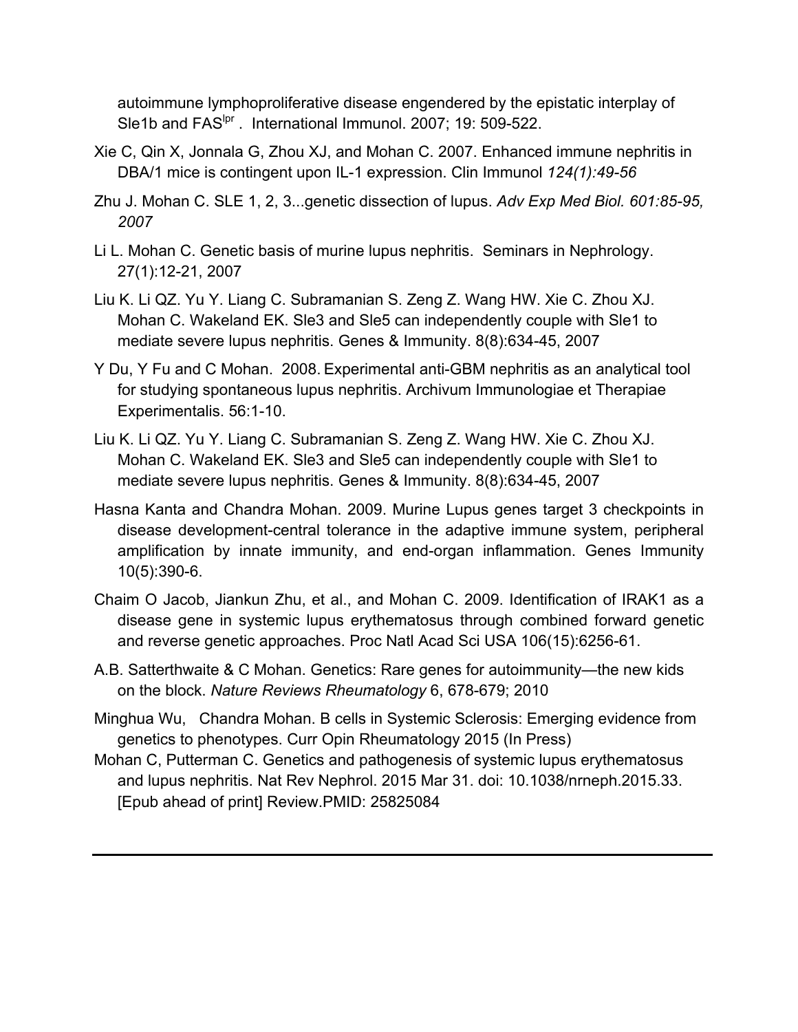autoimmune lymphoproliferative disease engendered by the epistatic interplay of Sle1b and FAS$^{lpr}$ . International Immunol. 2007; 19: 509-522.

Xie C, Qin X, Jonnala G, Zhou XJ, and Mohan C. 2007. Enhanced immune nephritis in DBA/1 mice is contingent upon IL-1 expression. Clin Immunol *124(1):49-56*

Zhu J. Mohan C. SLE 1, 2, 3...genetic dissection of lupus. *Adv Exp Med Biol. 601:85-95, 2007*

Li L. Mohan C. Genetic basis of murine lupus nephritis. Seminars in Nephrology. 27(1):12-21, 2007

Liu K. Li QZ. Yu Y. Liang C. Subramanian S. Zeng Z. Wang HW. Xie C. Zhou XJ. Mohan C. Wakeland EK. Sle3 and Sle5 can independently couple with Sle1 to mediate severe lupus nephritis. Genes & Immunity. 8(8):634-45, 2007

Y Du, Y Fu and C Mohan. 2008. Experimental anti-GBM nephritis as an analytical tool for studying spontaneous lupus nephritis. Archivum Immunologiae et Therapiae Experimentalis. 56:1-10.

Liu K. Li QZ. Yu Y. Liang C. Subramanian S. Zeng Z. Wang HW. Xie C. Zhou XJ. Mohan C. Wakeland EK. Sle3 and Sle5 can independently couple with Sle1 to mediate severe lupus nephritis. Genes & Immunity. 8(8):634-45, 2007

Hasna Kanta and Chandra Mohan. 2009. Murine Lupus genes target 3 checkpoints in disease development-central tolerance in the adaptive immune system, peripheral amplification by innate immunity, and end-organ inflammation. Genes Immunity 10(5):390-6.

Chaim O Jacob, Jiankun Zhu, et al., and Mohan C. 2009. Identification of IRAK1 as a disease gene in systemic lupus erythematosus through combined forward genetic and reverse genetic approaches. Proc Natl Acad Sci USA 106(15):6256-61.

A.B. Satterthwaite & C Mohan. Genetics: Rare genes for autoimmunity—the new kids on the block. *Nature Reviews Rheumatology* 6, 678-679; 2010

Minghua Wu, Chandra Mohan. B cells in Systemic Sclerosis: Emerging evidence from genetics to phenotypes. Curr Opin Rheumatology 2015 (In Press)

Mohan C, Putterman C. Genetics and pathogenesis of systemic lupus erythematosus and lupus nephritis. Nat Rev Nephrol. 2015 Mar 31. doi: 10.1038/nrneph.2015.33. [Epub ahead of print] Review.PMID: 25825084